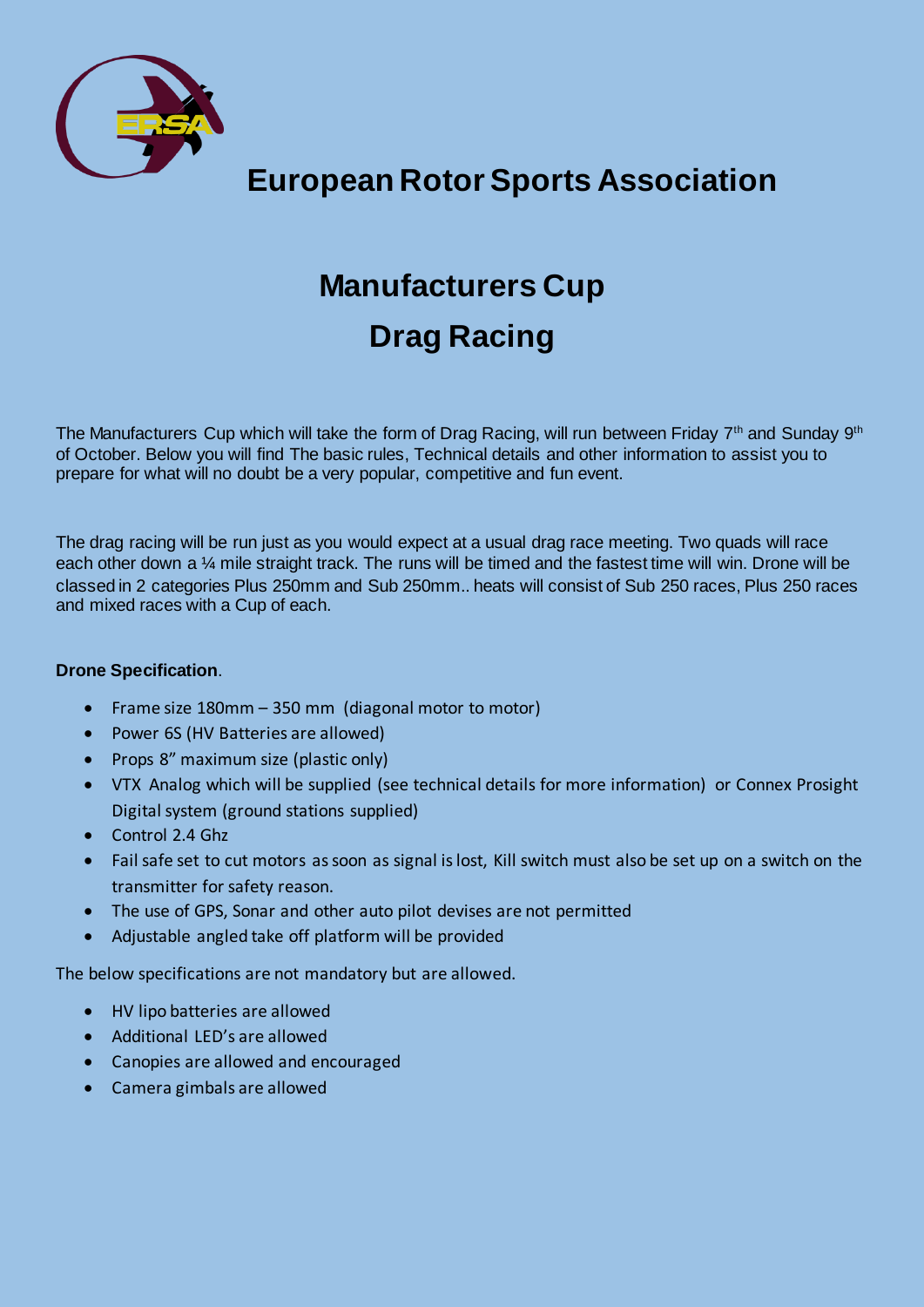# European Rotor Sports Association

## Manufacturers Cup

## Drag Racing

The Manufacturers Cup which will take the form of Drag Racing, will run between Friday 7th and Sunday 9th of October. Below you will find The basic rules, Technical details and other information to assist you to prepare for what will no doubt be a very popular, competitive and fun event.

The drag racing will be run just as you would expect at a usual drag race meeting. Two quads will race each other down a ¼ mile straight track. The runs will be timed and the fastest time will win. Drone will be classed in 2 categories Plus 250mm and Sub 250mm.. heats will consist of Sub 250 races, Plus 250 races and mixed races with a Cup of each.

**Drone Specification**.

- Frame size 180mm – 350 mm (diagonal motor to motor)
- Power 6S (HV Batteries are allowed)
- Props 8" maximum size (plastic only)
- VTX Analog which will be supplied (see technical details for more information) or Connex Prosight Digital system (ground stations supplied)
- Control 2.4 Ghz
- Fail safe set to cut motors as soon as signal is lost, Kill switch must also be set up on a switch on the transmitter for safety reason.
- The use of GPS, Sonar and other auto pilot devises are not permitted
- Adjustable angled take off platform will be provided

The below specifications are not mandatory but are allowed.

- HV lipo batteries are allowed
- Additional LED's are allowed
- Canopies are allowed and encouraged
- Camera gimbals are allowed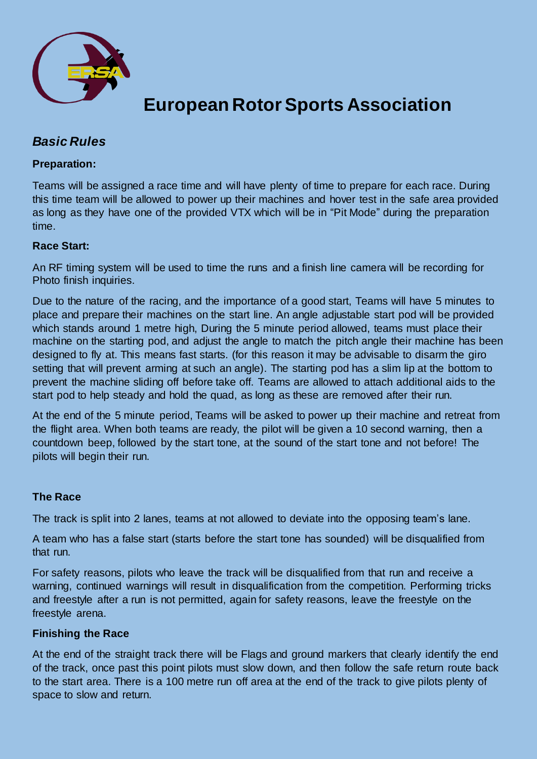# European Rotor Sports Association

## *Basic Rules*

**Preparation:**

Teams will be assigned a race time and will have plenty of time to prepare for each race. During this time team will be allowed to power up their machines and hover test in the safe area provided as long as they have one of the provided VTX which will be in "Pit Mode" during the preparation time.

**Race Start:**

An RF timing system will be used to time the runs and a finish line camera will be recording for Photo finish inquiries.

Due to the nature of the racing, and the importance of a good start, Teams will have 5 minutes to place and prepare their machines on the start line. An angle adjustable start pod will be provided which stands around 1 metre high, During the 5 minute period allowed, teams must place their machine on the starting pod, and adjust the angle to match the pitch angle their machine has been designed to fly at. This means fast starts. (for this reason it may be advisable to disarm the giro setting that will prevent arming at such an angle). The starting pod has a slim lip at the bottom to prevent the machine sliding off before take off. Teams are allowed to attach additional aids to the start pod to help steady and hold the quad, as long as these are removed after their run.

At the end of the 5 minute period, Teams will be asked to power up their machine and retreat from the flight area. When both teams are ready, the pilot will be given a 10 second warning, then a countdown beep, followed by the start tone, at the sound of the start tone and not before! The pilots will begin their run.

**The Race**

The track is split into 2 lanes, teams at not allowed to deviate into the opposing team's lane.

A team who has a false start (starts before the start tone has sounded) will be disqualified from that run.

For safety reasons, pilots who leave the track will be disqualified from that run and receive a warning, continued warnings will result in disqualification from the competition. Performing tricks and freestyle after a run is not permitted, again for safety reasons, leave the freestyle on the freestyle arena.

**Finishing the Race**

At the end of the straight track there will be Flags and ground markers that clearly identify the end of the track, once past this point pilots must slow down, and then follow the safe return route back to the start area. There is a 100 metre run off area at the end of the track to give pilots plenty of space to slow and return.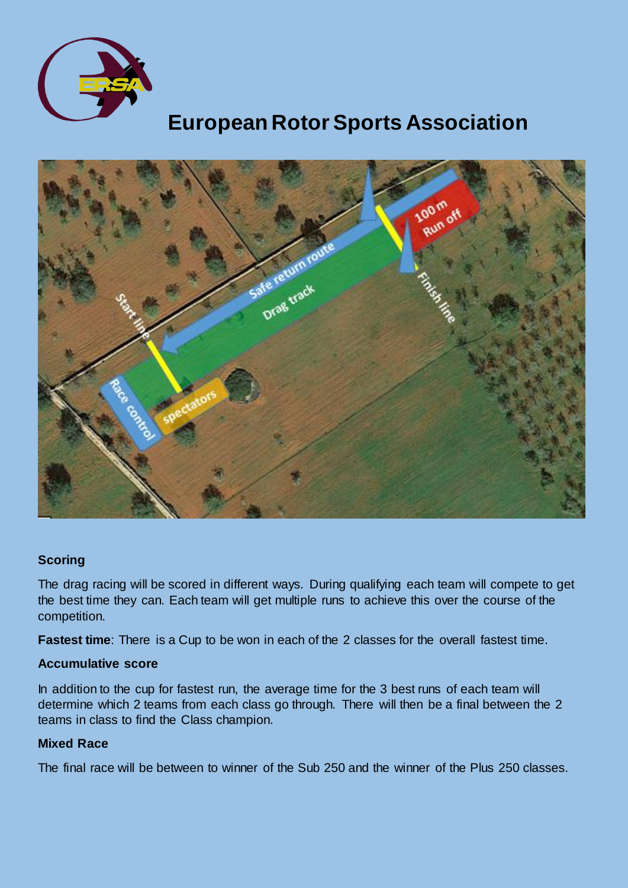# European Rotor Sports Association

Start line

Safe return route

Drag track

100 m Run off

Finish line

Race control

spectators

### Scoring

The drag racing will be scored in different ways. During qualifying each team will compete to get the best time they can. Each team will get multiple runs to achieve this over the course of the competition.

**Fastest time**: There is a Cup to be won in each of the 2 classes for the overall fastest time.

### Accumulative score

In addition to the cup for fastest run, the average time for the 3 best runs of each team will determine which 2 teams from each class go through. There will then be a final between the 2 teams in class to find the Class champion.

### Mixed Race

The final race will be between to winner of the Sub 250 and the winner of the Plus 250 classes.